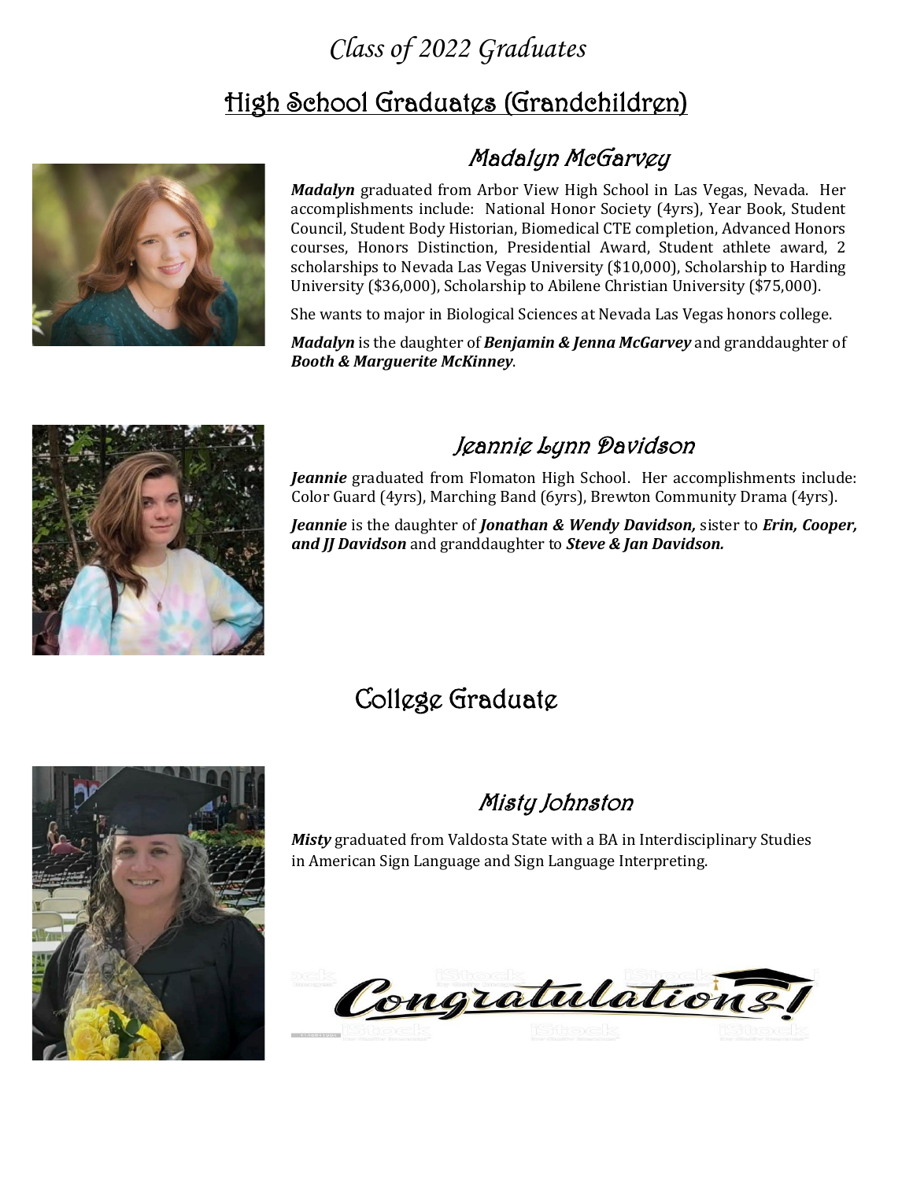# *Class of 2022 Graduates*

## High School Graduates (Grandchildren)

### *Madalyn McGarvey*

***Madalyn*** graduated from Arbor View High School in Las Vegas, Nevada. Her accomplishments include: National Honor Society (4yrs), Year Book, Student Council, Student Body Historian, Biomedical CTE completion, Advanced Honors courses, Honors Distinction, Presidential Award, Student athlete award, 2 scholarships to Nevada Las Vegas University ($10,000), Scholarship to Harding University ($36,000), Scholarship to Abilene Christian University ($75,000).

She wants to major in Biological Sciences at Nevada Las Vegas honors college.

***Madalyn*** is the daughter of ***Benjamin & Jenna McGarvey*** and granddaughter of ***Booth & Marguerite McKinney***.

### *Jeannie Lynn Davidson*

***Jeannie*** graduated from Flomaton High School. Her accomplishments include: Color Guard (4yrs), Marching Band (6yrs), Brewton Community Drama (4yrs).

***Jeannie*** is the daughter of ***Jonathan & Wendy Davidson,*** sister to ***Erin, Cooper, and JJ Davidson*** and granddaughter to ***Steve & Jan Davidson.***

## College Graduate

### *Misty Johnston*

***Misty*** graduated from Valdosta State with a BA in Interdisciplinary Studies in American Sign Language and Sign Language Interpreting.

*Congratulations!*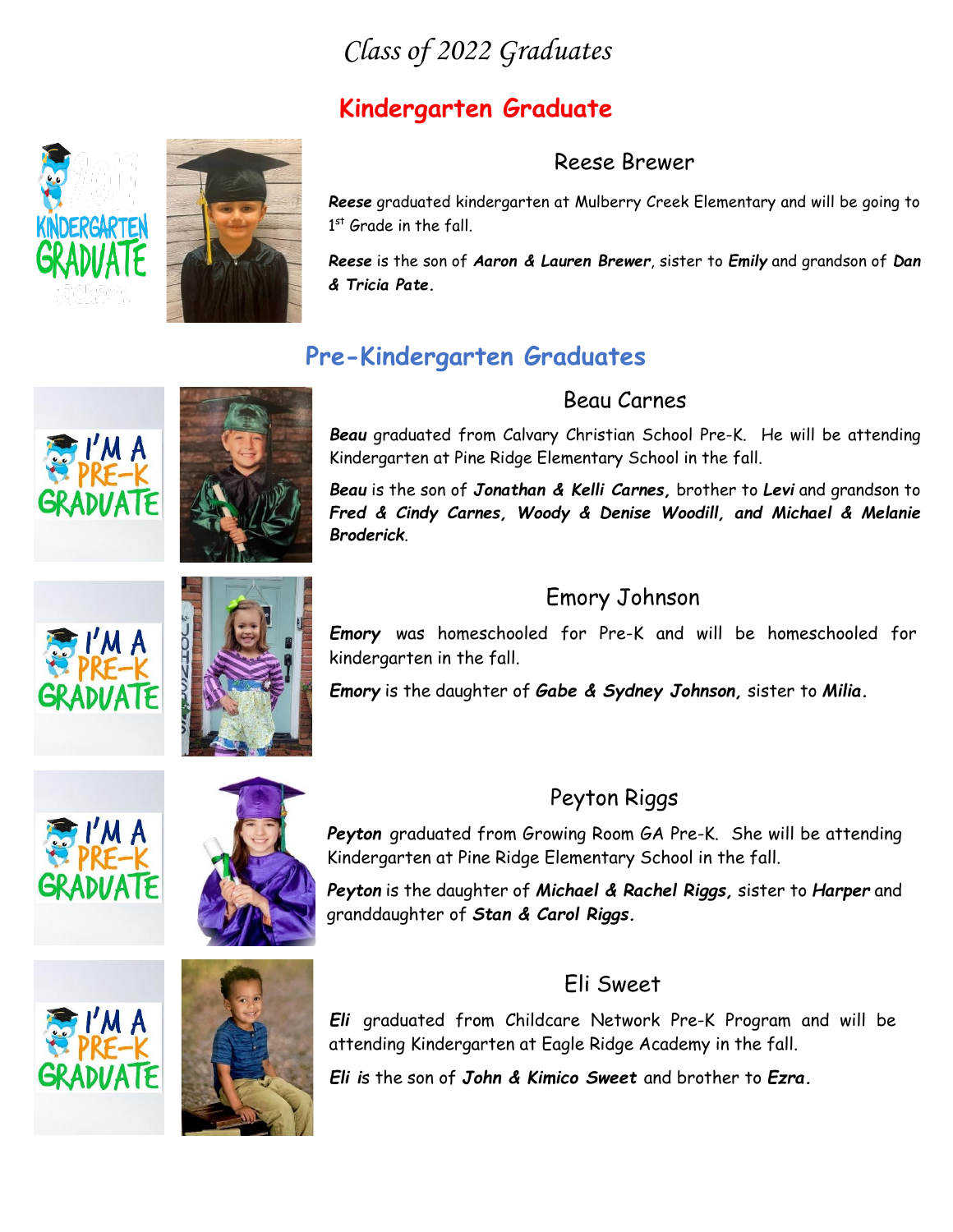# Class of 2022 Graduates

## Kindergarten Graduate

### Reese Brewer

***Reese*** graduated kindergarten at Mulberry Creek Elementary and will be going to 1st Grade in the fall.

***Reese*** is the son of ***Aaron & Lauren Brewer***, sister to ***Emily*** and grandson of ***Dan & Tricia Pate.***

## Pre-Kindergarten Graduates

### Beau Carnes

***Beau*** graduated from Calvary Christian School Pre-K. He will be attending Kindergarten at Pine Ridge Elementary School in the fall.

***Beau*** is the son of ***Jonathan & Kelli Carnes,*** brother to ***Levi*** and grandson to ***Fred & Cindy Carnes, Woody & Denise Woodill, and Michael & Melanie Broderick***.

### Emory Johnson

***Emory*** was homeschooled for Pre-K and will be homeschooled for kindergarten in the fall.

***Emory*** is the daughter of ***Gabe & Sydney Johnson,*** sister to ***Milia.***

### Peyton Riggs

***Peyton*** graduated from Growing Room GA Pre-K. She will be attending Kindergarten at Pine Ridge Elementary School in the fall.

***Peyton*** is the daughter of ***Michael & Rachel Riggs,*** sister to ***Harper*** and granddaughter of ***Stan & Carol Riggs.***

### Eli Sweet

***Eli*** graduated from Childcare Network Pre-K Program and will be attending Kindergarten at Eagle Ridge Academy in the fall.

***Eli*** is the son of ***John & Kimico Sweet*** and brother to ***Ezra.***